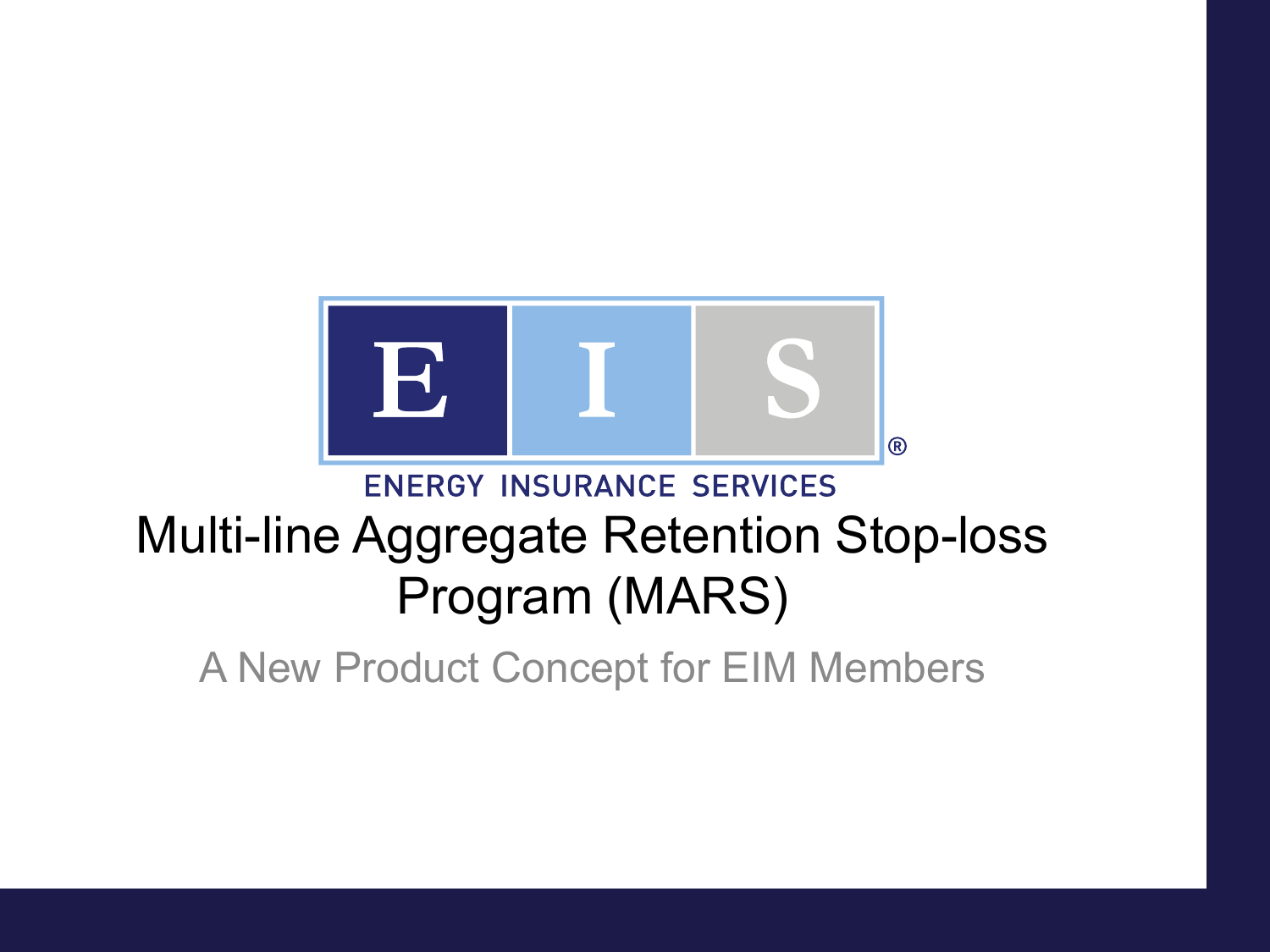EIS

ENERGY INSURANCE SERVICES

# Multi-line Aggregate Retention Stop-loss Program (MARS)

A New Product Concept for EIM Members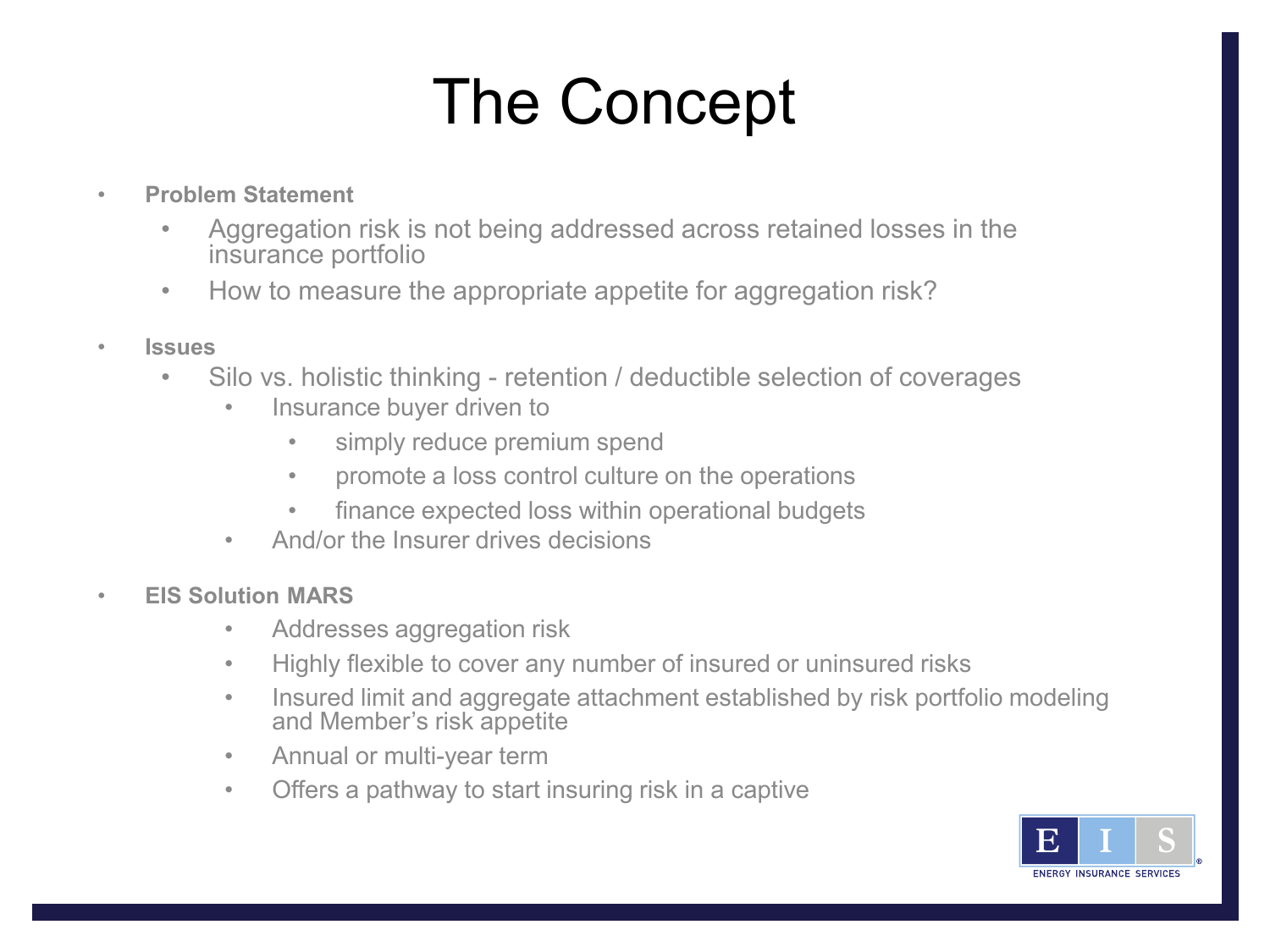# The Concept

- **Problem Statement**
  - Aggregation risk is not being addressed across retained losses in the insurance portfolio
  - How to measure the appropriate appetite for aggregation risk?

- **Issues**
  - Silo vs. holistic thinking - retention / deductible selection of coverages
    - Insurance buyer driven to
      - simply reduce premium spend
      - promote a loss control culture on the operations
      - finance expected loss within operational budgets
    - And/or the Insurer drives decisions

- **EIS Solution MARS**
    - Addresses aggregation risk
    - Highly flexible to cover any number of insured or uninsured risks
    - Insured limit and aggregate attachment established by risk portfolio modeling and Member's risk appetite
    - Annual or multi-year term
    - Offers a pathway to start insuring risk in a captive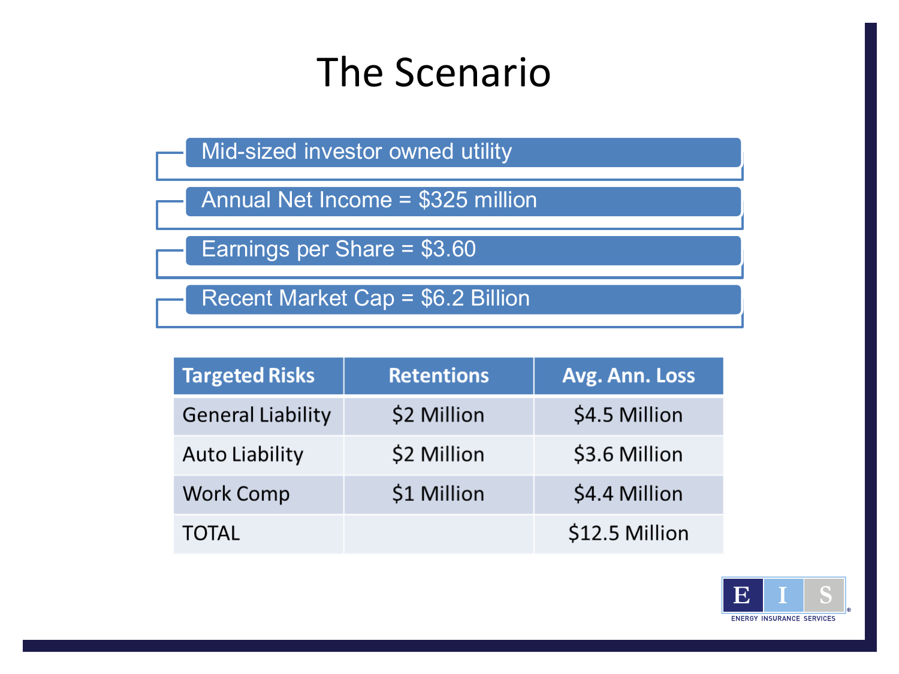# The Scenario

- Mid-sized investor owned utility
- Annual Net Income = $325 million
- Earnings per Share = $3.60
- Recent Market Cap = $6.2 Billion

| Targeted Risks | Retentions | Avg. Ann. Loss |
|---|---|---|
| General Liability | $2 Million | $4.5 Million |
| Auto Liability | $2 Million | $3.6 Million |
| Work Comp | $1 Million | $4.4 Million |
| TOTAL | | $12.5 Million |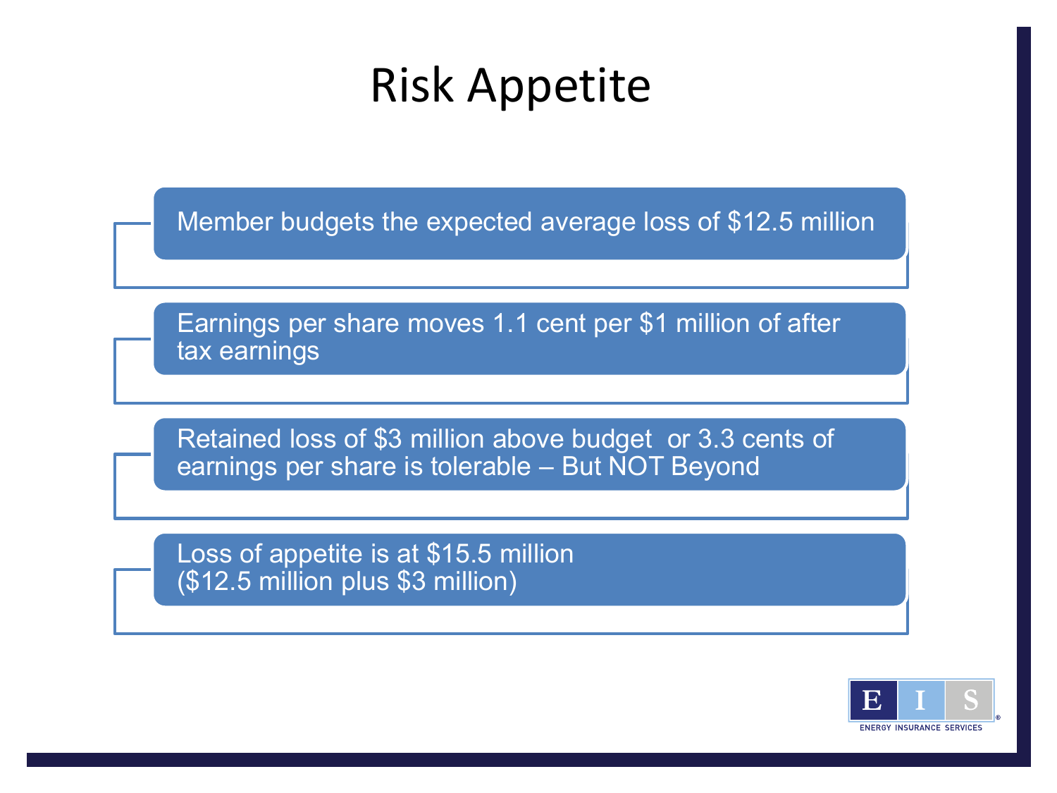# Risk Appetite

- Member budgets the expected average loss of $12.5 million
- Earnings per share moves 1.1 cent per $1 million of after tax earnings
- Retained loss of $3 million above budget or 3.3 cents of earnings per share is tolerable – But NOT Beyond
- Loss of appetite is at $15.5 million ($12.5 million plus $3 million)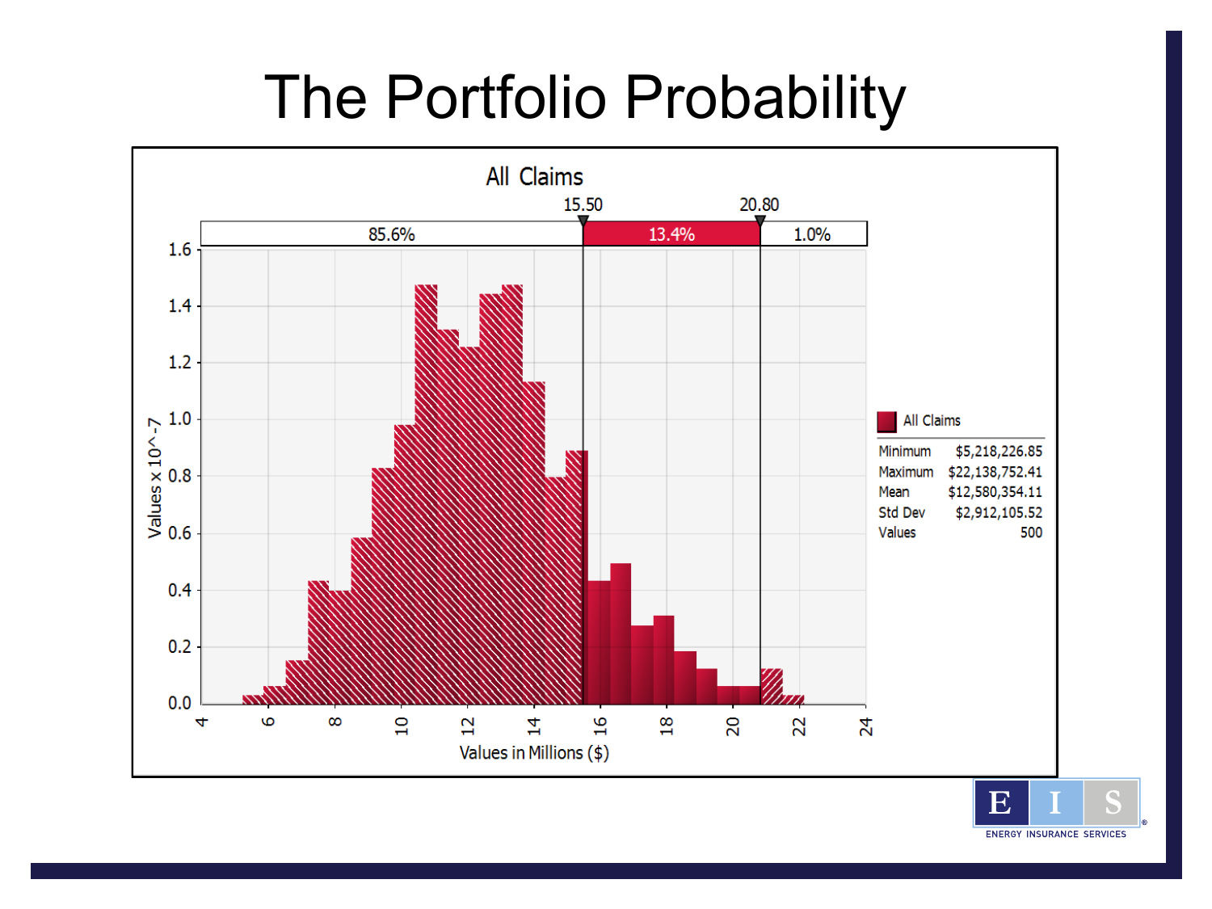# The Portfolio Probability

**All Claims**

15.50 — 20.80

| 85.6% | 13.4% | 1.0% |
| --- | --- | --- |

Values x 10^-7

Values in Millions ($)

| All Claims | |
| --- | --- |
| Minimum | $5,218,226.85 |
| Maximum | $22,138,752.41 |
| Mean | $12,580,354.11 |
| Std Dev | $2,912,105.52 |
| Values | 500 |

ENERGY INSURANCE SERVICES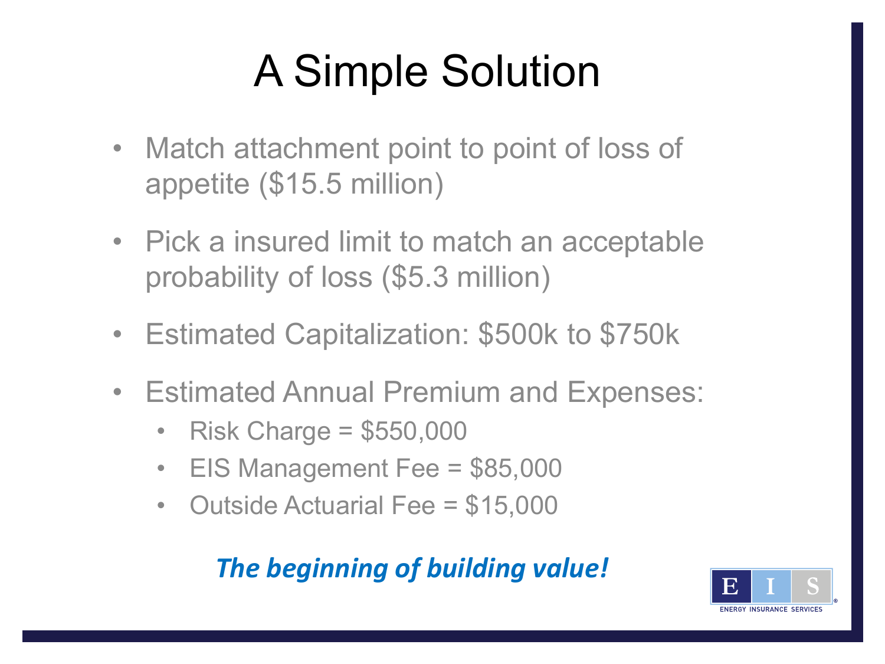# A Simple Solution

- Match attachment point to point of loss of appetite ($15.5 million)
- Pick a insured limit to match an acceptable probability of loss ($5.3 million)
- Estimated Capitalization: $500k to $750k
- Estimated Annual Premium and Expenses:
  - Risk Charge = $550,000
  - EIS Management Fee = $85,000
  - Outside Actuarial Fee = $15,000

***The beginning of building value!***

E I S
ENERGY INSURANCE SERVICES